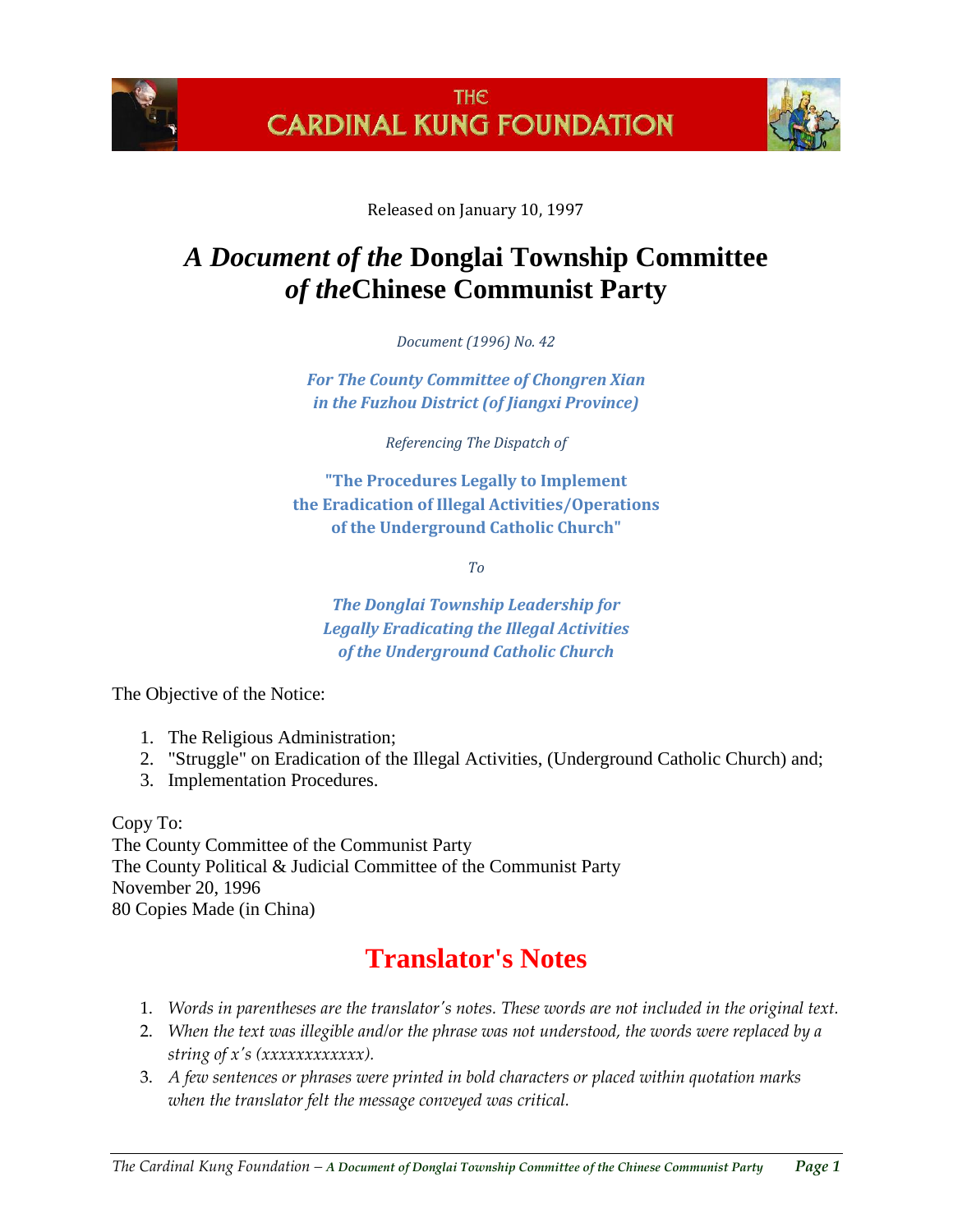THE CARDINAL KUNG FOUNDATION

Released on January 10, 1997

# *A Document of the* Donglai Township Committee *of the*Chinese Communist Party

*Document (1996) No. 42*

***For The County Committee of Chongren Xian in the Fuzhou District (of Jiangxi Province)***

*Referencing The Dispatch of*

**"The Procedures Legally to Implement the Eradication of Illegal Activities/Operations of the Underground Catholic Church"**

*To*

***The Donglai Township Leadership for Legally Eradicating the Illegal Activities of the Underground Catholic Church***

The Objective of the Notice:

1. The Religious Administration;
2. "Struggle" on Eradication of the Illegal Activities, (Underground Catholic Church) and;
3. Implementation Procedures.

Copy To:
The County Committee of the Communist Party
The County Political & Judicial Committee of the Communist Party
November 20, 1996
80 Copies Made (in China)

## Translator's Notes

1. *Words in parentheses are the translator's notes. These words are not included in the original text.*
2. *When the text was illegible and/or the phrase was not understood, the words were replaced by a string of x's (xxxxxxxxxxxx).*
3. *A few sentences or phrases were printed in bold characters or placed within quotation marks when the translator felt the message conveyed was critical.*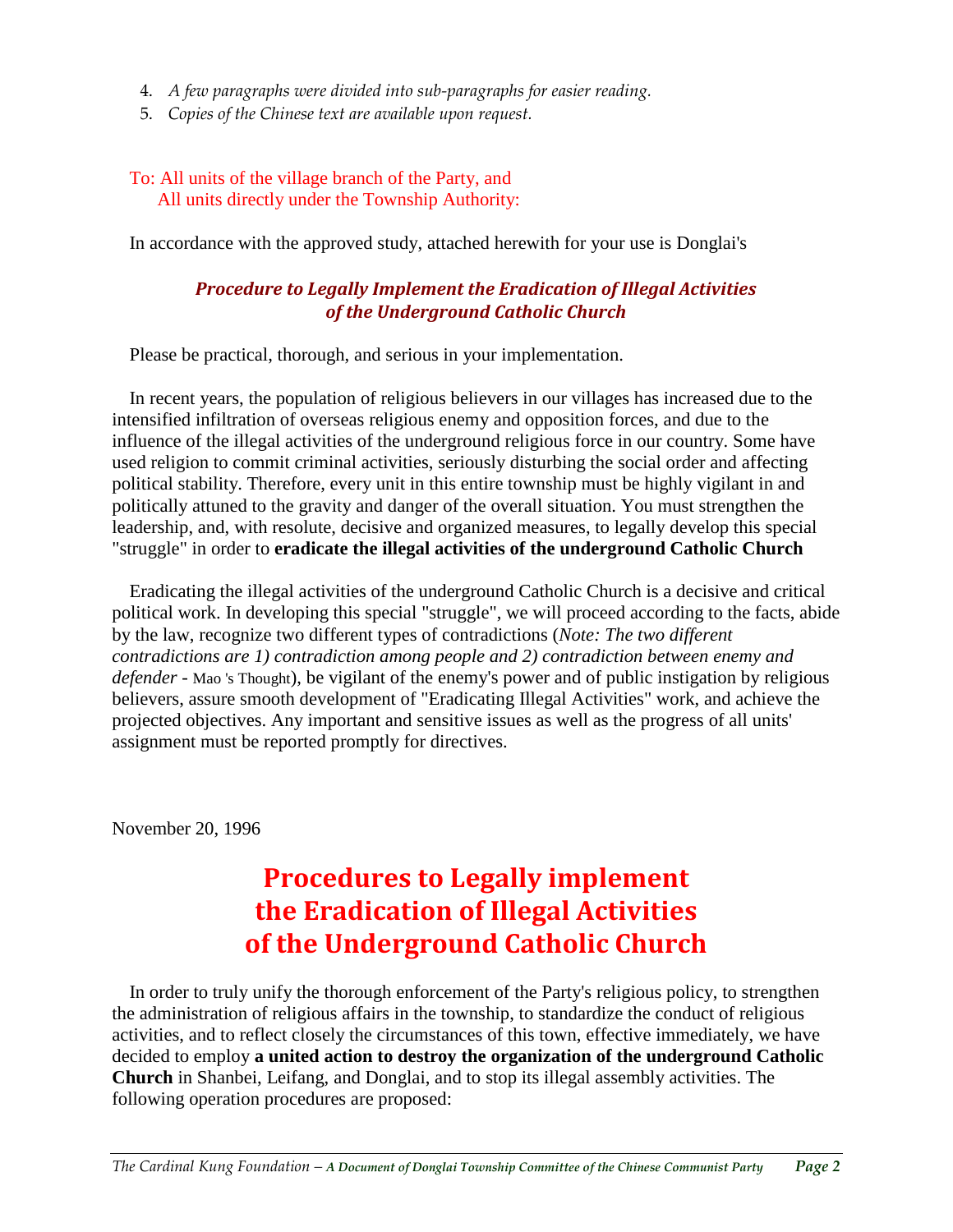4. *A few paragraphs were divided into sub-paragraphs for easier reading.*
5. *Copies of the Chinese text are available upon request.*

To: All units of the village branch of the Party, and
All units directly under the Township Authority:

In accordance with the approved study, attached herewith for your use is Donglai's

***Procedure to Legally Implement the Eradication of Illegal Activities of the Underground Catholic Church***

Please be practical, thorough, and serious in your implementation.

In recent years, the population of religious believers in our villages has increased due to the intensified infiltration of overseas religious enemy and opposition forces, and due to the influence of the illegal activities of the underground religious force in our country. Some have used religion to commit criminal activities, seriously disturbing the social order and affecting political stability. Therefore, every unit in this entire township must be highly vigilant in and politically attuned to the gravity and danger of the overall situation. You must strengthen the leadership, and, with resolute, decisive and organized measures, to legally develop this special "struggle" in order to **eradicate the illegal activities of the underground Catholic Church**

Eradicating the illegal activities of the underground Catholic Church is a decisive and critical political work. In developing this special "struggle", we will proceed according to the facts, abide by the law, recognize two different types of contradictions (*Note: The two different contradictions are 1) contradiction among people and 2) contradiction between enemy and defender* - Mao 's Thought), be vigilant of the enemy's power and of public instigation by religious believers, assure smooth development of "Eradicating Illegal Activities" work, and achieve the projected objectives. Any important and sensitive issues as well as the progress of all units' assignment must be reported promptly for directives.

November 20, 1996

# Procedures to Legally implement the Eradication of Illegal Activities of the Underground Catholic Church

In order to truly unify the thorough enforcement of the Party's religious policy, to strengthen the administration of religious affairs in the township, to standardize the conduct of religious activities, and to reflect closely the circumstances of this town, effective immediately, we have decided to employ **a united action to destroy the organization of the underground Catholic Church** in Shanbei, Leifang, and Donglai, and to stop its illegal assembly activities. The following operation procedures are proposed: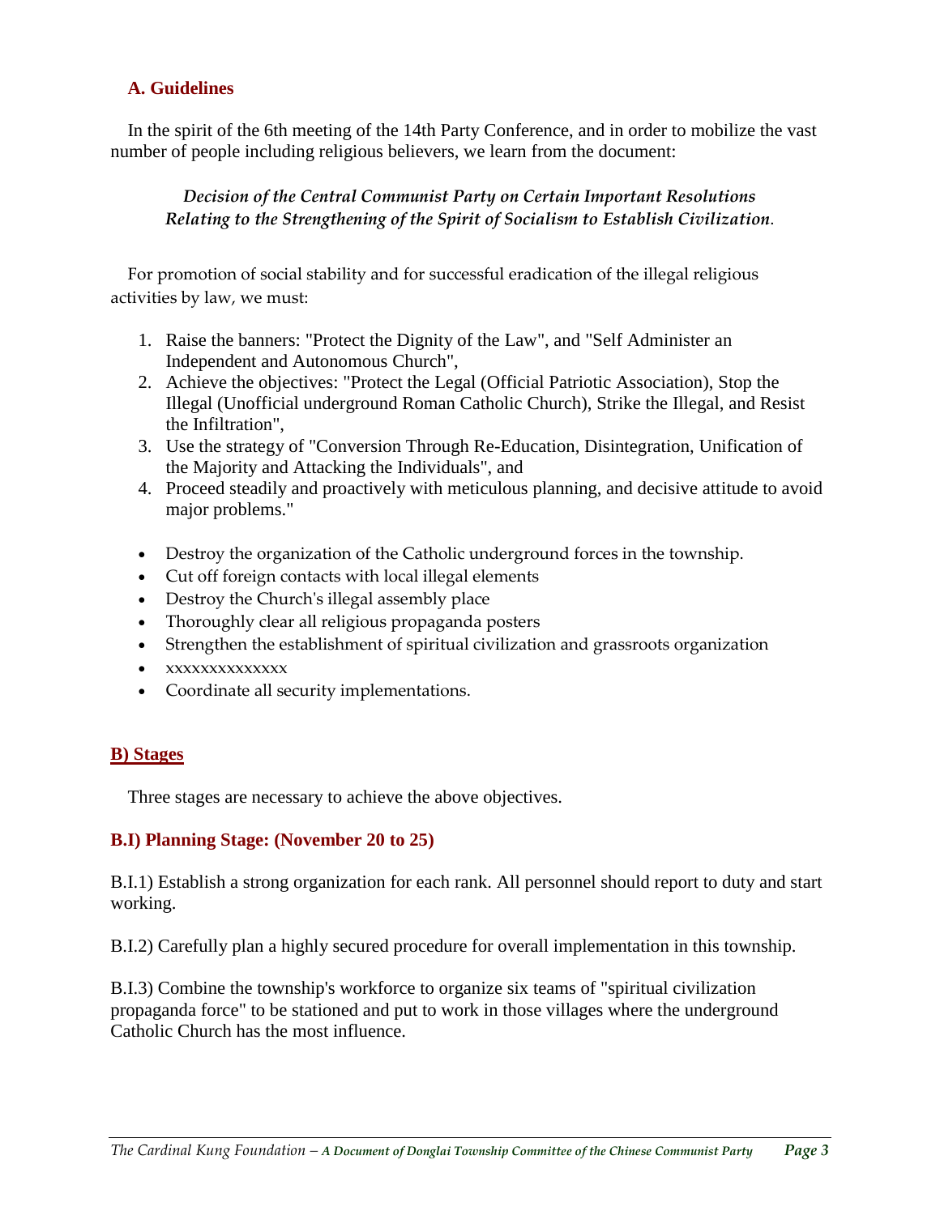## A. Guidelines

In the spirit of the 6th meeting of the 14th Party Conference, and in order to mobilize the vast number of people including religious believers, we learn from the document:

*Decision of the Central Communist Party on Certain Important Resolutions Relating to the Strengthening of the Spirit of Socialism to Establish Civilization*.

For promotion of social stability and for successful eradication of the illegal religious activities by law, we must:

1. Raise the banners: "Protect the Dignity of the Law", and "Self Administer an Independent and Autonomous Church",
2. Achieve the objectives: "Protect the Legal (Official Patriotic Association), Stop the Illegal (Unofficial underground Roman Catholic Church), Strike the Illegal, and Resist the Infiltration",
3. Use the strategy of "Conversion Through Re-Education, Disintegration, Unification of the Majority and Attacking the Individuals", and
4. Proceed steadily and proactively with meticulous planning, and decisive attitude to avoid major problems."

- Destroy the organization of the Catholic underground forces in the township.
- Cut off foreign contacts with local illegal elements
- Destroy the Church's illegal assembly place
- Thoroughly clear all religious propaganda posters
- Strengthen the establishment of spiritual civilization and grassroots organization
- xxxxxxxxxxxxxx
- Coordinate all security implementations.

## B) Stages

Three stages are necessary to achieve the above objectives.

### B.I) Planning Stage: (November 20 to 25)

B.I.1) Establish a strong organization for each rank. All personnel should report to duty and start working.

B.I.2) Carefully plan a highly secured procedure for overall implementation in this township.

B.I.3) Combine the township's workforce to organize six teams of "spiritual civilization propaganda force" to be stationed and put to work in those villages where the underground Catholic Church has the most influence.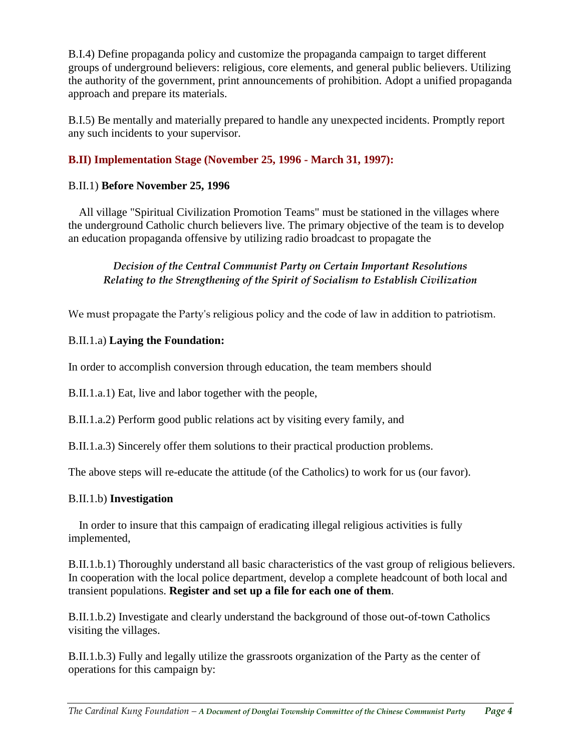B.I.4) Define propaganda policy and customize the propaganda campaign to target different groups of underground believers: religious, core elements, and general public believers. Utilizing the authority of the government, print announcements of prohibition. Adopt a unified propaganda approach and prepare its materials.

B.I.5) Be mentally and materially prepared to handle any unexpected incidents. Promptly report any such incidents to your supervisor.

### B.II) Implementation Stage (November 25, 1996 - March 31, 1997):

B.II.1) **Before November 25, 1996**

All village "Spiritual Civilization Promotion Teams" must be stationed in the villages where the underground Catholic church believers live. The primary objective of the team is to develop an education propaganda offensive by utilizing radio broadcast to propagate the

*Decision of the Central Communist Party on Certain Important Resolutions Relating to the Strengthening of the Spirit of Socialism to Establish Civilization*

We must propagate the Party's religious policy and the code of law in addition to patriotism.

B.II.1.a) **Laying the Foundation:**

In order to accomplish conversion through education, the team members should

B.II.1.a.1) Eat, live and labor together with the people,

B.II.1.a.2) Perform good public relations act by visiting every family, and

B.II.1.a.3) Sincerely offer them solutions to their practical production problems.

The above steps will re-educate the attitude (of the Catholics) to work for us (our favor).

B.II.1.b) **Investigation**

In order to insure that this campaign of eradicating illegal religious activities is fully implemented,

B.II.1.b.1) Thoroughly understand all basic characteristics of the vast group of religious believers. In cooperation with the local police department, develop a complete headcount of both local and transient populations. **Register and set up a file for each one of them**.

B.II.1.b.2) Investigate and clearly understand the background of those out-of-town Catholics visiting the villages.

B.II.1.b.3) Fully and legally utilize the grassroots organization of the Party as the center of operations for this campaign by: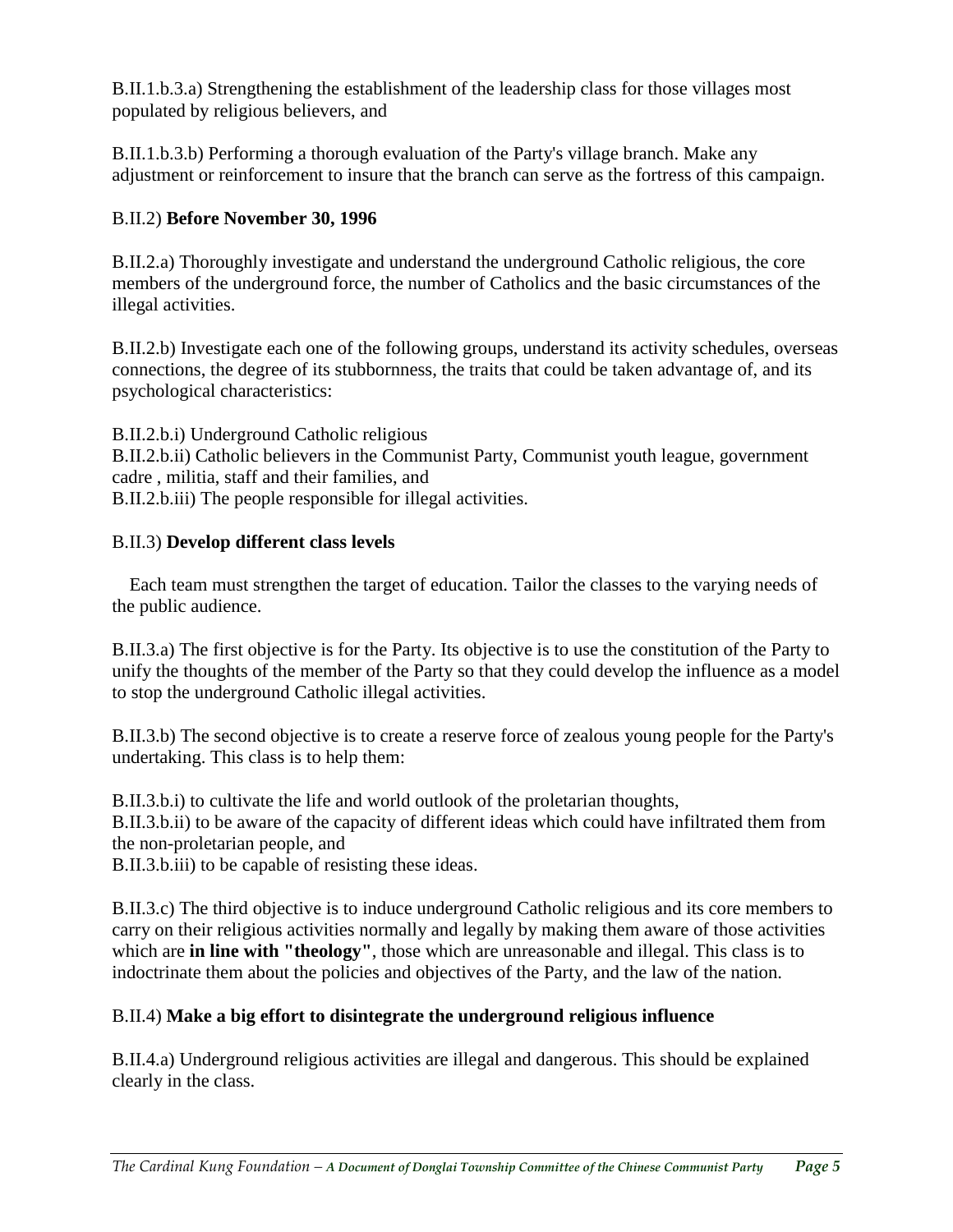B.II.1.b.3.a) Strengthening the establishment of the leadership class for those villages most populated by religious believers, and

B.II.1.b.3.b) Performing a thorough evaluation of the Party's village branch. Make any adjustment or reinforcement to insure that the branch can serve as the fortress of this campaign.

B.II.2) **Before November 30, 1996**

B.II.2.a) Thoroughly investigate and understand the underground Catholic religious, the core members of the underground force, the number of Catholics and the basic circumstances of the illegal activities.

B.II.2.b) Investigate each one of the following groups, understand its activity schedules, overseas connections, the degree of its stubbornness, the traits that could be taken advantage of, and its psychological characteristics:

B.II.2.b.i) Underground Catholic religious
B.II.2.b.ii) Catholic believers in the Communist Party, Communist youth league, government cadre , militia, staff and their families, and
B.II.2.b.iii) The people responsible for illegal activities.

B.II.3) **Develop different class levels**

Each team must strengthen the target of education. Tailor the classes to the varying needs of the public audience.

B.II.3.a) The first objective is for the Party. Its objective is to use the constitution of the Party to unify the thoughts of the member of the Party so that they could develop the influence as a model to stop the underground Catholic illegal activities.

B.II.3.b) The second objective is to create a reserve force of zealous young people for the Party's undertaking. This class is to help them:

B.II.3.b.i) to cultivate the life and world outlook of the proletarian thoughts,
B.II.3.b.ii) to be aware of the capacity of different ideas which could have infiltrated them from the non-proletarian people, and
B.II.3.b.iii) to be capable of resisting these ideas.

B.II.3.c) The third objective is to induce underground Catholic religious and its core members to carry on their religious activities normally and legally by making them aware of those activities which are **in line with "theology"**, those which are unreasonable and illegal. This class is to indoctrinate them about the policies and objectives of the Party, and the law of the nation.

B.II.4) **Make a big effort to disintegrate the underground religious influence**

B.II.4.a) Underground religious activities are illegal and dangerous. This should be explained clearly in the class.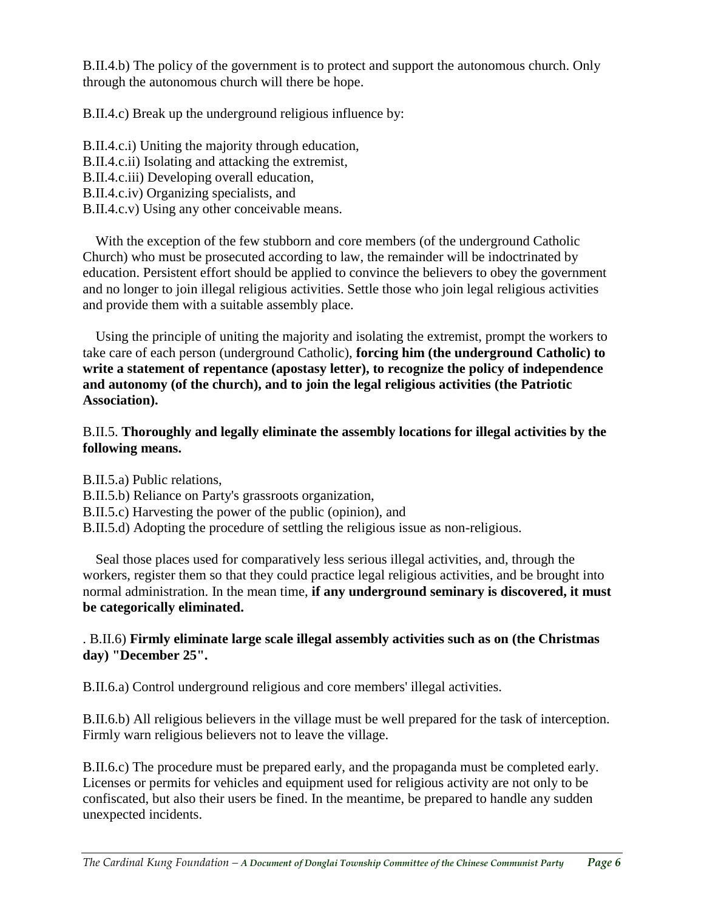B.II.4.b) The policy of the government is to protect and support the autonomous church. Only through the autonomous church will there be hope.

B.II.4.c) Break up the underground religious influence by:

B.II.4.c.i) Uniting the majority through education,
B.II.4.c.ii) Isolating and attacking the extremist,
B.II.4.c.iii) Developing overall education,
B.II.4.c.iv) Organizing specialists, and
B.II.4.c.v) Using any other conceivable means.

With the exception of the few stubborn and core members (of the underground Catholic Church) who must be prosecuted according to law, the remainder will be indoctrinated by education. Persistent effort should be applied to convince the believers to obey the government and no longer to join illegal religious activities. Settle those who join legal religious activities and provide them with a suitable assembly place.

Using the principle of uniting the majority and isolating the extremist, prompt the workers to take care of each person (underground Catholic), **forcing him (the underground Catholic) to write a statement of repentance (apostasy letter), to recognize the policy of independence and autonomy (of the church), and to join the legal religious activities (the Patriotic Association).**

B.II.5. **Thoroughly and legally eliminate the assembly locations for illegal activities by the following means.**

B.II.5.a) Public relations,
B.II.5.b) Reliance on Party's grassroots organization,
B.II.5.c) Harvesting the power of the public (opinion), and
B.II.5.d) Adopting the procedure of settling the religious issue as non-religious.

Seal those places used for comparatively less serious illegal activities, and, through the workers, register them so that they could practice legal religious activities, and be brought into normal administration. In the mean time, **if any underground seminary is discovered, it must be categorically eliminated.**

. B.II.6) **Firmly eliminate large scale illegal assembly activities such as on (the Christmas day) "December 25".**

B.II.6.a) Control underground religious and core members' illegal activities.

B.II.6.b) All religious believers in the village must be well prepared for the task of interception. Firmly warn religious believers not to leave the village.

B.II.6.c) The procedure must be prepared early, and the propaganda must be completed early. Licenses or permits for vehicles and equipment used for religious activity are not only to be confiscated, but also their users be fined. In the meantime, be prepared to handle any sudden unexpected incidents.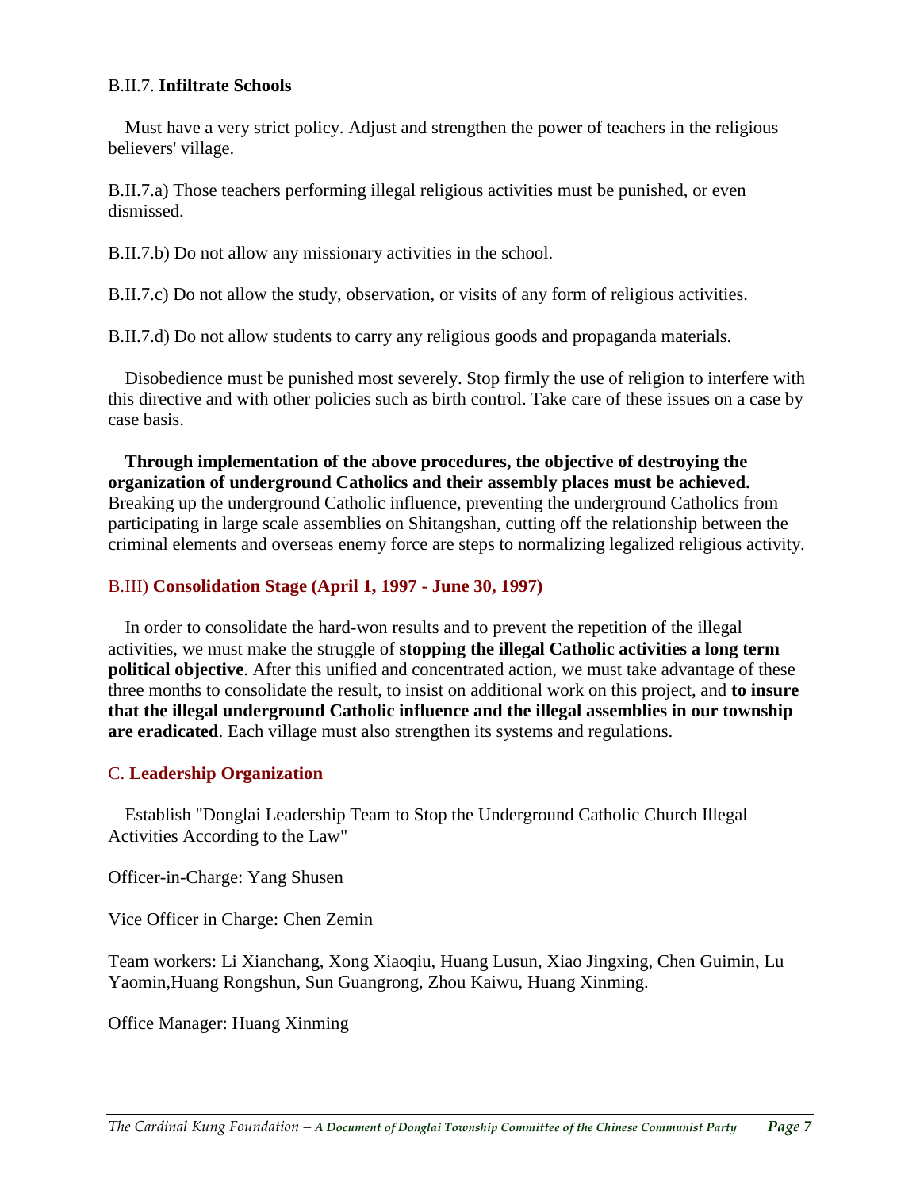B.II.7. **Infiltrate Schools**

Must have a very strict policy. Adjust and strengthen the power of teachers in the religious believers' village.

B.II.7.a) Those teachers performing illegal religious activities must be punished, or even dismissed.

B.II.7.b) Do not allow any missionary activities in the school.

B.II.7.c) Do not allow the study, observation, or visits of any form of religious activities.

B.II.7.d) Do not allow students to carry any religious goods and propaganda materials.

Disobedience must be punished most severely. Stop firmly the use of religion to interfere with this directive and with other policies such as birth control. Take care of these issues on a case by case basis.

**Through implementation of the above procedures, the objective of destroying the organization of underground Catholics and their assembly places must be achieved.** Breaking up the underground Catholic influence, preventing the underground Catholics from participating in large scale assemblies on Shitangshan, cutting off the relationship between the criminal elements and overseas enemy force are steps to normalizing legalized religious activity.

### B.III) **Consolidation Stage (April 1, 1997 - June 30, 1997)**

In order to consolidate the hard-won results and to prevent the repetition of the illegal activities, we must make the struggle of **stopping the illegal Catholic activities a long term political objective**. After this unified and concentrated action, we must take advantage of these three months to consolidate the result, to insist on additional work on this project, and **to insure that the illegal underground Catholic influence and the illegal assemblies in our township are eradicated**. Each village must also strengthen its systems and regulations.

## C. **Leadership Organization**

Establish "Donglai Leadership Team to Stop the Underground Catholic Church Illegal Activities According to the Law"

Officer-in-Charge: Yang Shusen

Vice Officer in Charge: Chen Zemin

Team workers: Li Xianchang, Xong Xiaoqiu, Huang Lusun, Xiao Jingxing, Chen Guimin, Lu Yaomin,Huang Rongshun, Sun Guangrong, Zhou Kaiwu, Huang Xinming.

Office Manager: Huang Xinming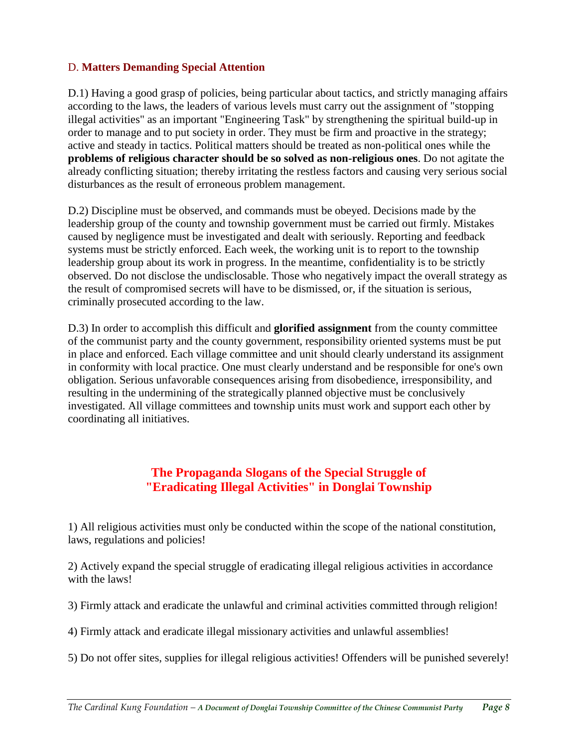### D. **Matters Demanding Special Attention**

D.1) Having a good grasp of policies, being particular about tactics, and strictly managing affairs according to the laws, the leaders of various levels must carry out the assignment of "stopping illegal activities" as an important "Engineering Task" by strengthening the spiritual build-up in order to manage and to put society in order. They must be firm and proactive in the strategy; active and steady in tactics. Political matters should be treated as non-political ones while the **problems of religious character should be so solved as non-religious ones**. Do not agitate the already conflicting situation; thereby irritating the restless factors and causing very serious social disturbances as the result of erroneous problem management.

D.2) Discipline must be observed, and commands must be obeyed. Decisions made by the leadership group of the county and township government must be carried out firmly. Mistakes caused by negligence must be investigated and dealt with seriously. Reporting and feedback systems must be strictly enforced. Each week, the working unit is to report to the township leadership group about its work in progress. In the meantime, confidentiality is to be strictly observed. Do not disclose the undisclosable. Those who negatively impact the overall strategy as the result of compromised secrets will have to be dismissed, or, if the situation is serious, criminally prosecuted according to the law.

D.3) In order to accomplish this difficult and **glorified assignment** from the county committee of the communist party and the county government, responsibility oriented systems must be put in place and enforced. Each village committee and unit should clearly understand its assignment in conformity with local practice. One must clearly understand and be responsible for one's own obligation. Serious unfavorable consequences arising from disobedience, irresponsibility, and resulting in the undermining of the strategically planned objective must be conclusively investigated. All village committees and township units must work and support each other by coordinating all initiatives.

## The Propaganda Slogans of the Special Struggle of "Eradicating Illegal Activities" in Donglai Township

1) All religious activities must only be conducted within the scope of the national constitution, laws, regulations and policies!

2) Actively expand the special struggle of eradicating illegal religious activities in accordance with the laws!

3) Firmly attack and eradicate the unlawful and criminal activities committed through religion!

4) Firmly attack and eradicate illegal missionary activities and unlawful assemblies!

5) Do not offer sites, supplies for illegal religious activities! Offenders will be punished severely!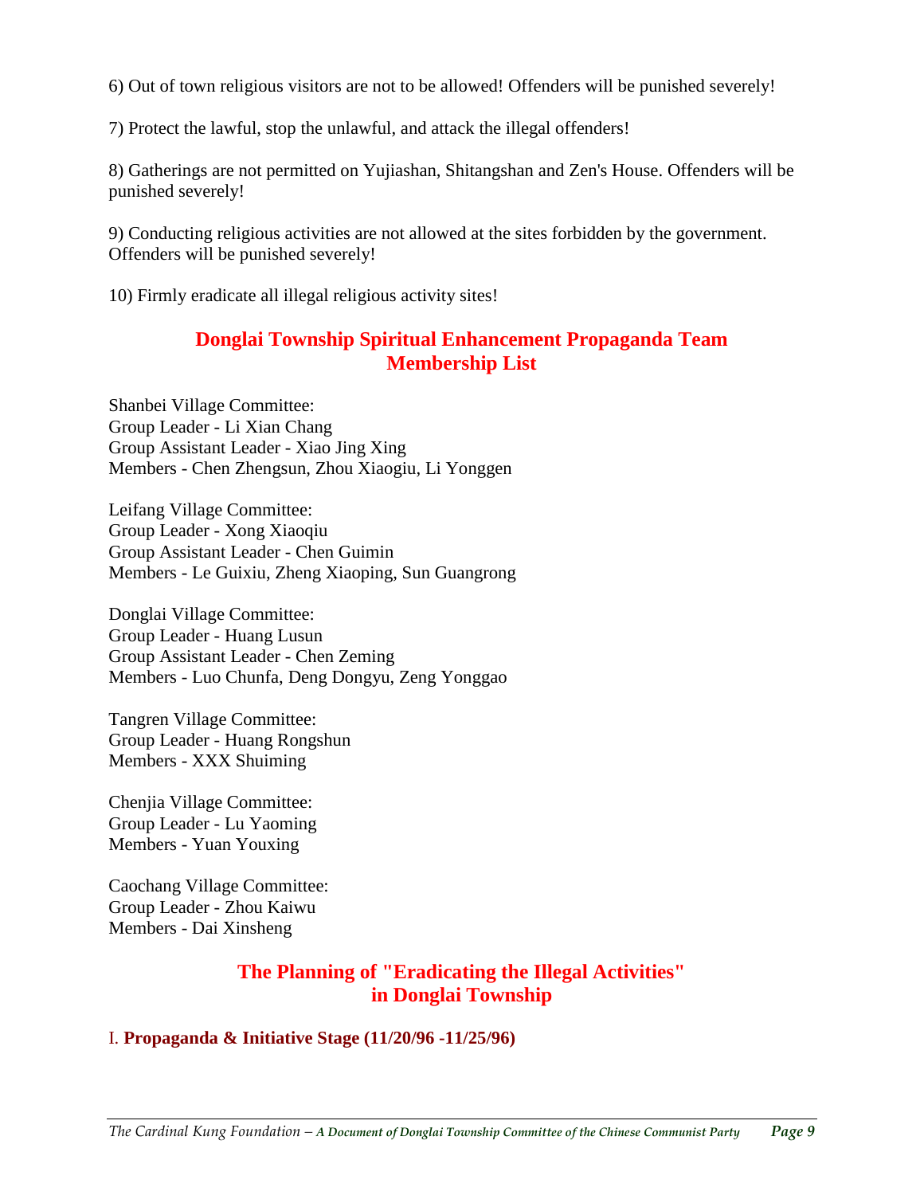6) Out of town religious visitors are not to be allowed! Offenders will be punished severely!

7) Protect the lawful, stop the unlawful, and attack the illegal offenders!

8) Gatherings are not permitted on Yujiashan, Shitangshan and Zen's House. Offenders will be punished severely!

9) Conducting religious activities are not allowed at the sites forbidden by the government. Offenders will be punished severely!

10) Firmly eradicate all illegal religious activity sites!

## Donglai Township Spiritual Enhancement Propaganda Team Membership List

Shanbei Village Committee:
Group Leader - Li Xian Chang
Group Assistant Leader - Xiao Jing Xing
Members - Chen Zhengsun, Zhou Xiaogiu, Li Yonggen

Leifang Village Committee:
Group Leader - Xong Xiaoqiu
Group Assistant Leader - Chen Guimin
Members - Le Guixiu, Zheng Xiaoping, Sun Guangrong

Donglai Village Committee:
Group Leader - Huang Lusun
Group Assistant Leader - Chen Zeming
Members - Luo Chunfa, Deng Dongyu, Zeng Yonggao

Tangren Village Committee:
Group Leader - Huang Rongshun
Members - XXX Shuiming

Chenjia Village Committee:
Group Leader - Lu Yaoming
Members - Yuan Youxing

Caochang Village Committee:
Group Leader - Zhou Kaiwu
Members - Dai Xinsheng

## The Planning of "Eradicating the Illegal Activities" in Donglai Township

### I. **Propaganda & Initiative Stage (11/20/96 -11/25/96)**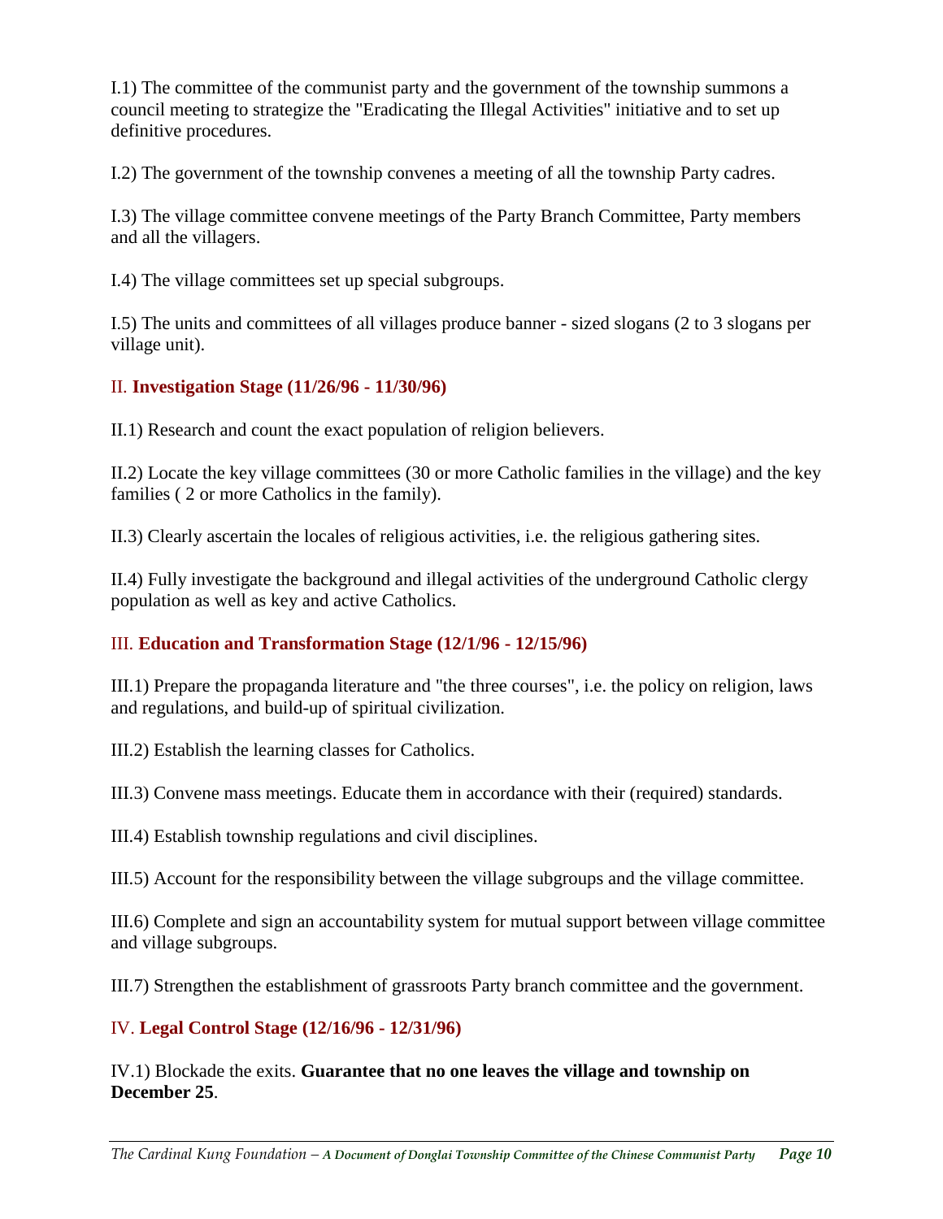I.1) The committee of the communist party and the government of the township summons a council meeting to strategize the "Eradicating the Illegal Activities" initiative and to set up definitive procedures.

I.2) The government of the township convenes a meeting of all the township Party cadres.

I.3) The village committee convene meetings of the Party Branch Committee, Party members and all the villagers.

I.4) The village committees set up special subgroups.

I.5) The units and committees of all villages produce banner - sized slogans (2 to 3 slogans per village unit).

## II. **Investigation Stage (11/26/96 - 11/30/96)**

II.1) Research and count the exact population of religion believers.

II.2) Locate the key village committees (30 or more Catholic families in the village) and the key families ( 2 or more Catholics in the family).

II.3) Clearly ascertain the locales of religious activities, i.e. the religious gathering sites.

II.4) Fully investigate the background and illegal activities of the underground Catholic clergy population as well as key and active Catholics.

## III. **Education and Transformation Stage (12/1/96 - 12/15/96)**

III.1) Prepare the propaganda literature and "the three courses", i.e. the policy on religion, laws and regulations, and build-up of spiritual civilization.

III.2) Establish the learning classes for Catholics.

III.3) Convene mass meetings. Educate them in accordance with their (required) standards.

III.4) Establish township regulations and civil disciplines.

III.5) Account for the responsibility between the village subgroups and the village committee.

III.6) Complete and sign an accountability system for mutual support between village committee and village subgroups.

III.7) Strengthen the establishment of grassroots Party branch committee and the government.

## IV. **Legal Control Stage (12/16/96 - 12/31/96)**

IV.1) Blockade the exits. **Guarantee that no one leaves the village and township on December 25**.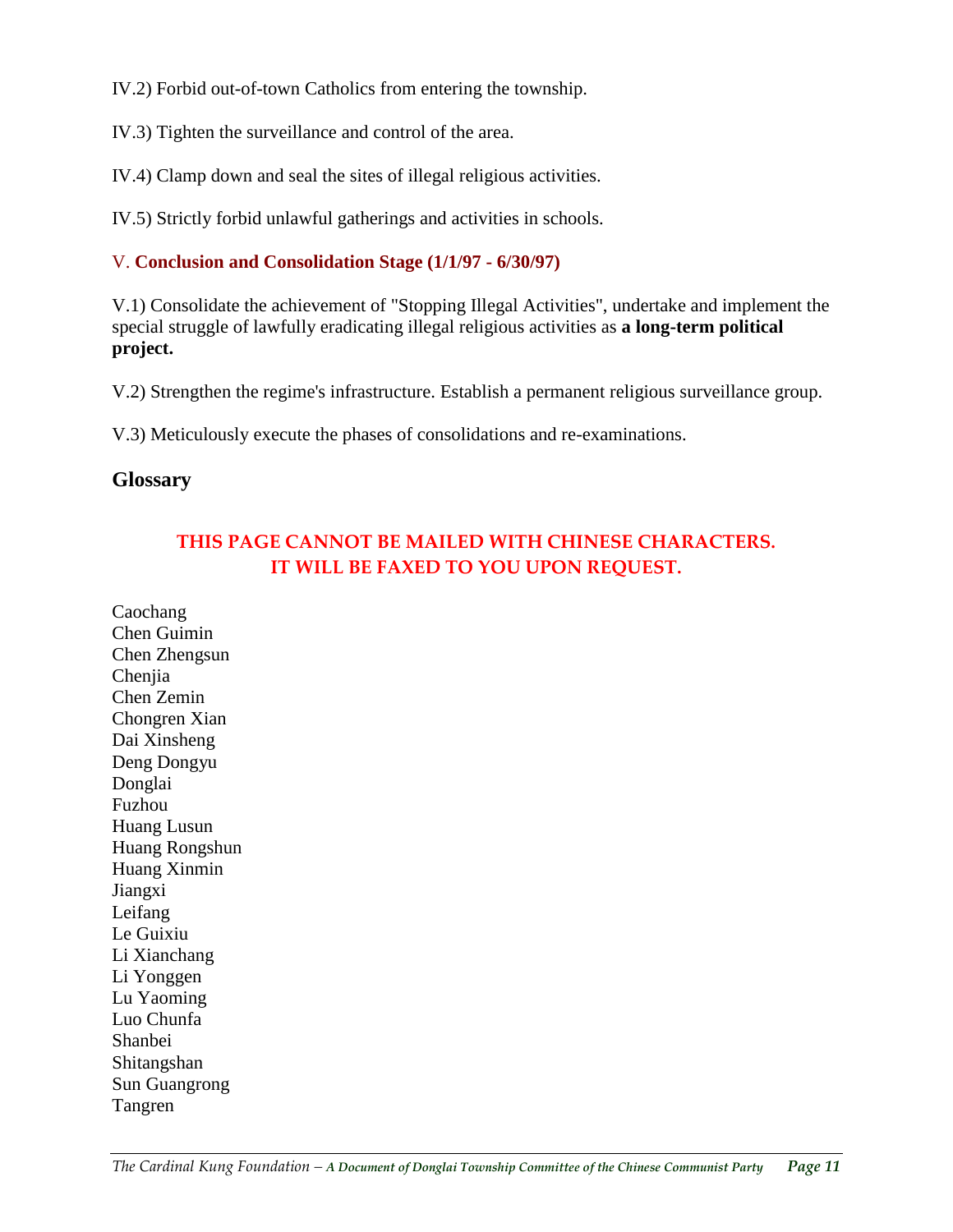IV.2) Forbid out-of-town Catholics from entering the township.

IV.3) Tighten the surveillance and control of the area.

IV.4) Clamp down and seal the sites of illegal religious activities.

IV.5) Strictly forbid unlawful gatherings and activities in schools.

### V. Conclusion and Consolidation Stage (1/1/97 - 6/30/97)

V.1) Consolidate the achievement of "Stopping Illegal Activities", undertake and implement the special struggle of lawfully eradicating illegal religious activities as **a long-term political project.**

V.2) Strengthen the regime's infrastructure. Establish a permanent religious surveillance group.

V.3) Meticulously execute the phases of consolidations and re-examinations.

## Glossary

**THIS PAGE CANNOT BE MAILED WITH CHINESE CHARACTERS.**
**IT WILL BE FAXED TO YOU UPON REQUEST.**

Caochang
Chen Guimin
Chen Zhengsun
Chenjia
Chen Zemin
Chongren Xian
Dai Xinsheng
Deng Dongyu
Donglai
Fuzhou
Huang Lusun
Huang Rongshun
Huang Xinmin
Jiangxi
Leifang
Le Guixiu
Li Xianchang
Li Yonggen
Lu Yaoming
Luo Chunfa
Shanbei
Shitangshan
Sun Guangrong
Tangren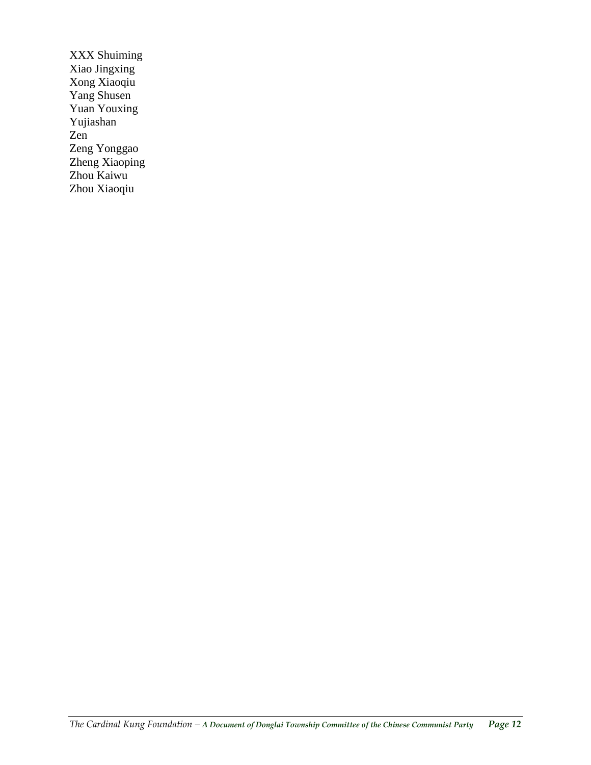XXX Shuiming
Xiao Jingxing
Xong Xiaoqiu
Yang Shusen
Yuan Youxing
Yujiashan
Zen
Zeng Yonggao
Zheng Xiaoping
Zhou Kaiwu
Zhou Xiaoqiu